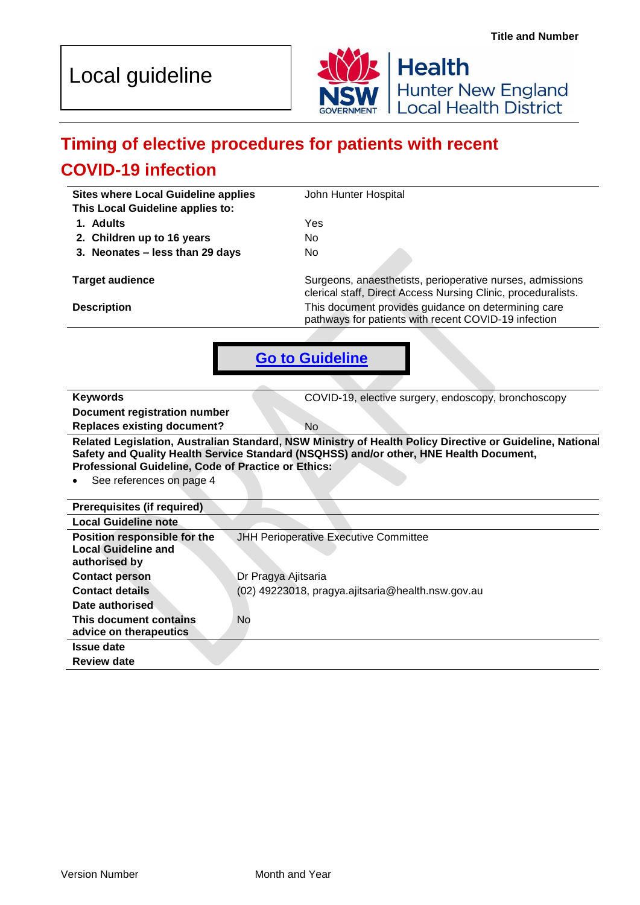Title and Number

Local guideline

Health
Hunter New England
Local Health District

# Timing of elective procedures for patients with recent COVID-19 infection

| | |
|---|---|
| **Sites where Local Guideline applies** | John Hunter Hospital |
| **This Local Guideline applies to:** | |
| **1. Adults** | Yes |
| **2. Children up to 16 years** | No |
| **3. Neonates – less than 29 days** | No |
| **Target audience** | Surgeons, anaesthetists, perioperative nurses, admissions clerical staff, Direct Access Nursing Clinic, proceduralists. |
| **Description** | This document provides guidance on determining care pathways for patients with recent COVID-19 infection |

**Go to Guideline**

| | |
|---|---|
| **Keywords** | COVID-19, elective surgery, endoscopy, bronchoscopy |
| **Document registration number** | |
| **Replaces existing document?** | No |

**Related Legislation, Australian Standard, NSW Ministry of Health Policy Directive or Guideline, National Safety and Quality Health Service Standard (NSQHSS) and/or other, HNE Health Document, Professional Guideline, Code of Practice or Ethics:**

- See references on page 4

| | |
|---|---|
| **Prerequisites (if required)** | |
| **Local Guideline note** | |
| **Position responsible for the Local Guideline and authorised by** | JHH Perioperative Executive Committee |
| **Contact person** | Dr Pragya Ajitsaria |
| **Contact details** | (02) 49223018, pragya.ajitsaria@health.nsw.gov.au |
| **Date authorised** | |
| **This document contains advice on therapeutics** | No |
| **Issue date** | |
| **Review date** | |

Version Number Month and Year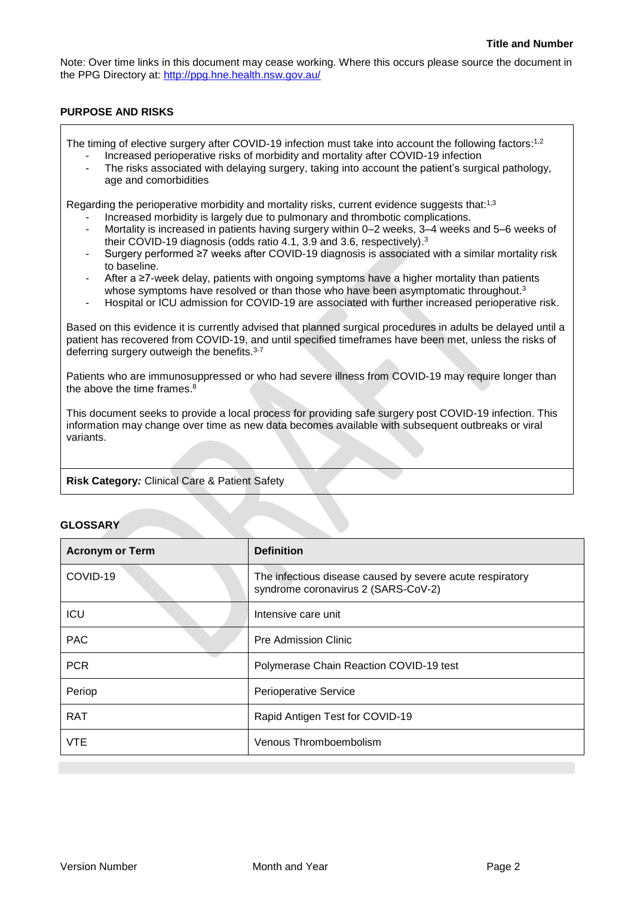Note: Over time links in this document may cease working. Where this occurs please source the document in the PPG Directory at: http://ppg.hne.health.nsw.gov.au/

## PURPOSE AND RISKS

The timing of elective surgery after COVID-19 infection must take into account the following factors:[1,2]

- Increased perioperative risks of morbidity and mortality after COVID-19 infection
- The risks associated with delaying surgery, taking into account the patient's surgical pathology, age and comorbidities

Regarding the perioperative morbidity and mortality risks, current evidence suggests that:[1,3]

- Increased morbidity is largely due to pulmonary and thrombotic complications.
- Mortality is increased in patients having surgery within 0–2 weeks, 3–4 weeks and 5–6 weeks of their COVID-19 diagnosis (odds ratio 4.1, 3.9 and 3.6, respectively).[3]
- Surgery performed ≥7 weeks after COVID-19 diagnosis is associated with a similar mortality risk to baseline.
- After a ≥7-week delay, patients with ongoing symptoms have a higher mortality than patients whose symptoms have resolved or than those who have been asymptomatic throughout.[3]
- Hospital or ICU admission for COVID-19 are associated with further increased perioperative risk.

Based on this evidence it is currently advised that planned surgical procedures in adults be delayed until a patient has recovered from COVID-19, and until specified timeframes have been met, unless the risks of deferring surgery outweigh the benefits.[3-7]

Patients who are immunosuppressed or who had severe illness from COVID-19 may require longer than the above time frames.[8]

This document seeks to provide a local process for providing safe surgery post COVID-19 infection. This information may change over time as new data becomes available with subsequent outbreaks or viral variants.

**Risk Category:** Clinical Care & Patient Safety

## GLOSSARY

| Acronym or Term | Definition |
| --- | --- |
| COVID-19 | The infectious disease caused by severe acute respiratory syndrome coronavirus 2 (SARS-CoV-2) |
| ICU | Intensive care unit |
| PAC | Pre Admission Clinic |
| PCR | Polymerase Chain Reaction COVID-19 test |
| Periop | Perioperative Service |
| RAT | Rapid Antigen Test for COVID-19 |
| VTE | Venous Thromboembolism |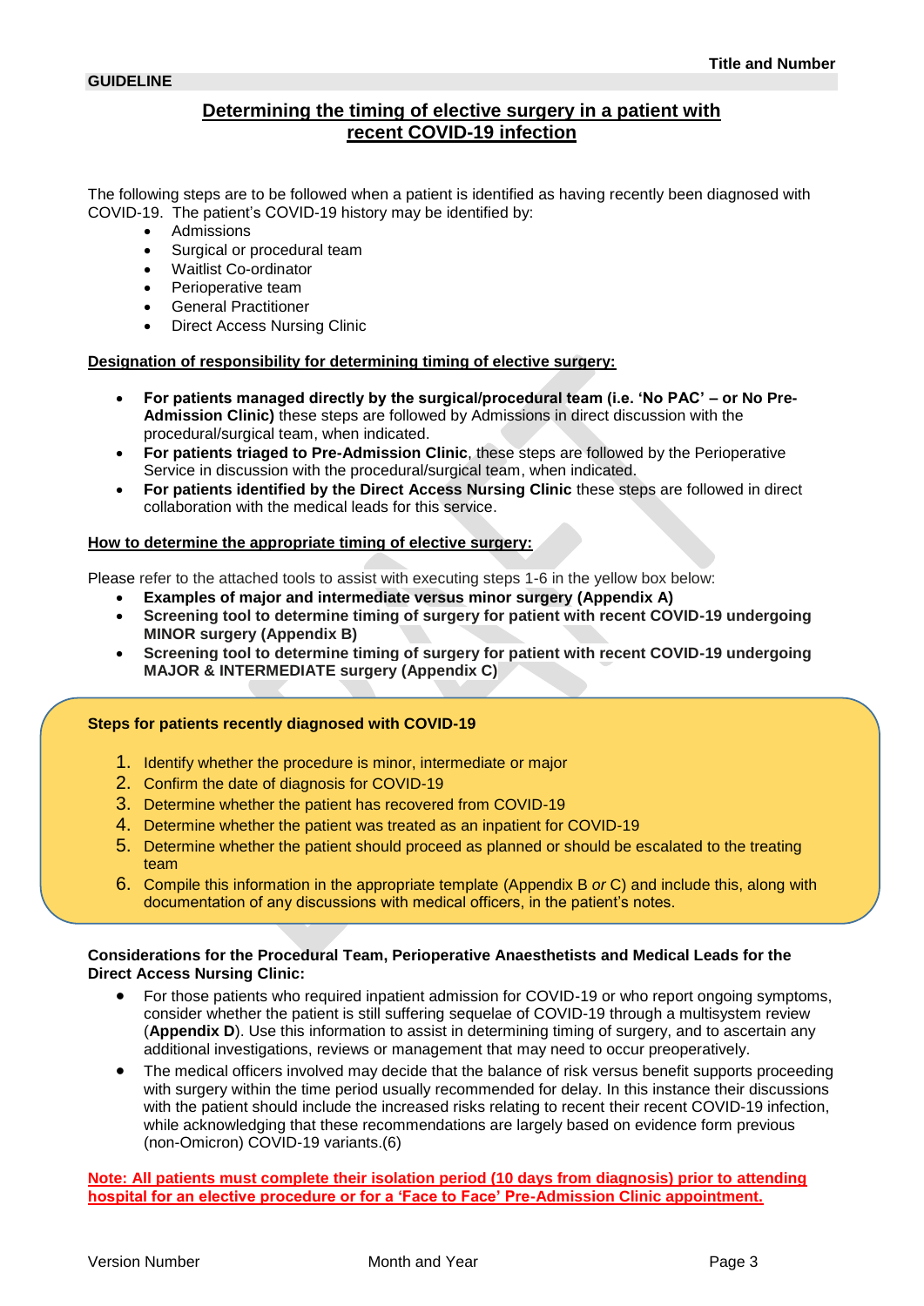**GUIDELINE**

# Determining the timing of elective surgery in a patient with recent COVID-19 infection

The following steps are to be followed when a patient is identified as having recently been diagnosed with COVID-19. The patient's COVID-19 history may be identified by:

- Admissions
- Surgical or procedural team
- Waitlist Co-ordinator
- Perioperative team
- General Practitioner
- Direct Access Nursing Clinic

## Designation of responsibility for determining timing of elective surgery:

- **For patients managed directly by the surgical/procedural team (i.e. 'No PAC' – or No Pre-Admission Clinic)** these steps are followed by Admissions in direct discussion with the procedural/surgical team, when indicated.
- **For patients triaged to Pre-Admission Clinic**, these steps are followed by the Perioperative Service in discussion with the procedural/surgical team, when indicated.
- **For patients identified by the Direct Access Nursing Clinic** these steps are followed in direct collaboration with the medical leads for this service.

## How to determine the appropriate timing of elective surgery:

Please refer to the attached tools to assist with executing steps 1-6 in the yellow box below:

- **Examples of major and intermediate versus minor surgery (Appendix A)**
- **Screening tool to determine timing of surgery for patient with recent COVID-19 undergoing MINOR surgery (Appendix B)**
- **Screening tool to determine timing of surgery for patient with recent COVID-19 undergoing MAJOR & INTERMEDIATE surgery (Appendix C)**

**Steps for patients recently diagnosed with COVID-19**

1. Identify whether the procedure is minor, intermediate or major
2. Confirm the date of diagnosis for COVID-19
3. Determine whether the patient has recovered from COVID-19
4. Determine whether the patient was treated as an inpatient for COVID-19
5. Determine whether the patient should proceed as planned or should be escalated to the treating team
6. Compile this information in the appropriate template (Appendix B *or* C) and include this, along with documentation of any discussions with medical officers, in the patient's notes.

**Considerations for the Procedural Team, Perioperative Anaesthetists and Medical Leads for the Direct Access Nursing Clinic:**

- For those patients who required inpatient admission for COVID-19 or who report ongoing symptoms, consider whether the patient is still suffering sequelae of COVID-19 through a multisystem review (**Appendix D**). Use this information to assist in determining timing of surgery, and to ascertain any additional investigations, reviews or management that may need to occur preoperatively.
- The medical officers involved may decide that the balance of risk versus benefit supports proceeding with surgery within the time period usually recommended for delay. In this instance their discussions with the patient should include the increased risks relating to recent their recent COVID-19 infection, while acknowledging that these recommendations are largely based on evidence form previous (non-Omicron) COVID-19 variants.(6)

**Note: All patients must complete their isolation period (10 days from diagnosis) prior to attending hospital for an elective procedure or for a 'Face to Face' Pre-Admission Clinic appointment.**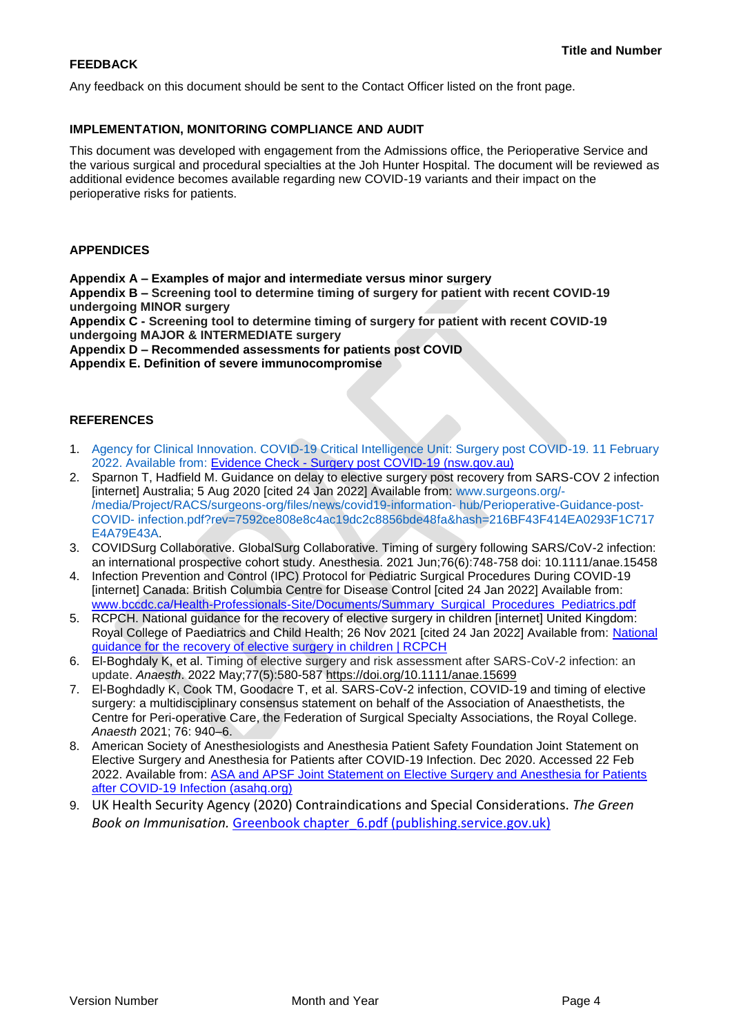## FEEDBACK

Any feedback on this document should be sent to the Contact Officer listed on the front page.

## IMPLEMENTATION, MONITORING COMPLIANCE AND AUDIT

This document was developed with engagement from the Admissions office, the Perioperative Service and the various surgical and procedural specialties at the Joh Hunter Hospital. The document will be reviewed as additional evidence becomes available regarding new COVID-19 variants and their impact on the perioperative risks for patients.

## APPENDICES

**Appendix A – Examples of major and intermediate versus minor surgery**
**Appendix B – Screening tool to determine timing of surgery for patient with recent COVID-19 undergoing MINOR surgery**
**Appendix C - Screening tool to determine timing of surgery for patient with recent COVID-19 undergoing MAJOR & INTERMEDIATE surgery**
**Appendix D – Recommended assessments for patients post COVID**
**Appendix E. Definition of severe immunocompromise**

## REFERENCES

1. Agency for Clinical Innovation. COVID-19 Critical Intelligence Unit: Surgery post COVID-19. 11 February 2022. Available from: Evidence Check - Surgery post COVID-19 (nsw.gov.au)
2. Sparnon T, Hadfield M. Guidance on delay to elective surgery post recovery from SARS-COV 2 infection [internet] Australia; 5 Aug 2020 [cited 24 Jan 2022] Available from: www.surgeons.org/-/media/Project/RACS/surgeons-org/files/news/covid19-information- hub/Perioperative-Guidance-post-COVID- infection.pdf?rev=7592ce808e8c4ac19dc2c8856bde48fa&hash=216BF43F414EA0293F1C717E4A79E43A.
3. COVIDSurg Collaborative. GlobalSurg Collaborative. Timing of surgery following SARS/CoV-2 infection: an international prospective cohort study. Anesthesia. 2021 Jun;76(6):748-758 doi: 10.1111/anae.15458
4. Infection Prevention and Control (IPC) Protocol for Pediatric Surgical Procedures During COVID-19 [internet] Canada: British Columbia Centre for Disease Control [cited 24 Jan 2022] Available from: www.bccdc.ca/Health-Professionals-Site/Documents/Summary_Surgical_Procedures_Pediatrics.pdf
5. RCPCH. National guidance for the recovery of elective surgery in children [internet] United Kingdom: Royal College of Paediatrics and Child Health; 26 Nov 2021 [cited 24 Jan 2022] Available from: National guidance for the recovery of elective surgery in children | RCPCH
6. El-Boghdaly K, et al. Timing of elective surgery and risk assessment after SARS-CoV-2 infection: an update. *Anaesth*. 2022 May;77(5):580-587 https://doi.org/10.1111/anae.15699
7. El-Boghdadly K, Cook TM, Goodacre T, et al. SARS-CoV-2 infection, COVID-19 and timing of elective surgery: a multidisciplinary consensus statement on behalf of the Association of Anaesthetists, the Centre for Peri-operative Care, the Federation of Surgical Specialty Associations, the Royal College. *Anaesth* 2021; 76: 940–6.
8. American Society of Anesthesiologists and Anesthesia Patient Safety Foundation Joint Statement on Elective Surgery and Anesthesia for Patients after COVID-19 Infection. Dec 2020. Accessed 22 Feb 2022. Available from: ASA and APSF Joint Statement on Elective Surgery and Anesthesia for Patients after COVID-19 Infection (asahq.org)
9. UK Health Security Agency (2020) Contraindications and Special Considerations. *The Green Book on Immunisation*. Greenbook chapter_6.pdf (publishing.service.gov.uk)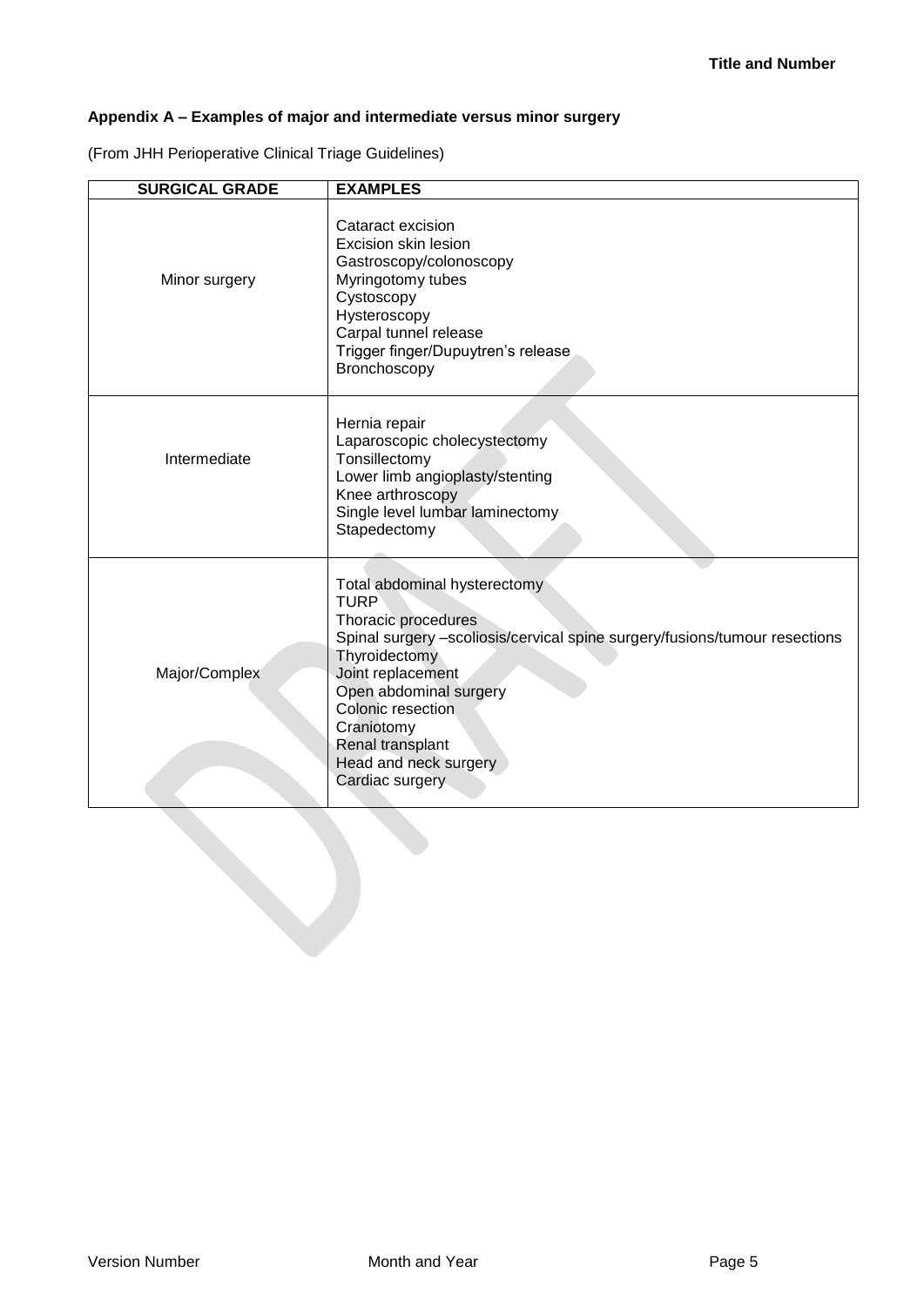## Appendix A – Examples of major and intermediate versus minor surgery

(From JHH Perioperative Clinical Triage Guidelines)

| SURGICAL GRADE | EXAMPLES |
|---|---|
| Minor surgery | Cataract excision<br>Excision skin lesion<br>Gastroscopy/colonoscopy<br>Myringotomy tubes<br>Cystoscopy<br>Hysteroscopy<br>Carpal tunnel release<br>Trigger finger/Dupuytren's release<br>Bronchoscopy |
| Intermediate | Hernia repair<br>Laparoscopic cholecystectomy<br>Tonsillectomy<br>Lower limb angioplasty/stenting<br>Knee arthroscopy<br>Single level lumbar laminectomy<br>Stapedectomy |
| Major/Complex | Total abdominal hysterectomy<br>TURP<br>Thoracic procedures<br>Spinal surgery –scoliosis/cervical spine surgery/fusions/tumour resections<br>Thyroidectomy<br>Joint replacement<br>Open abdominal surgery<br>Colonic resection<br>Craniotomy<br>Renal transplant<br>Head and neck surgery<br>Cardiac surgery |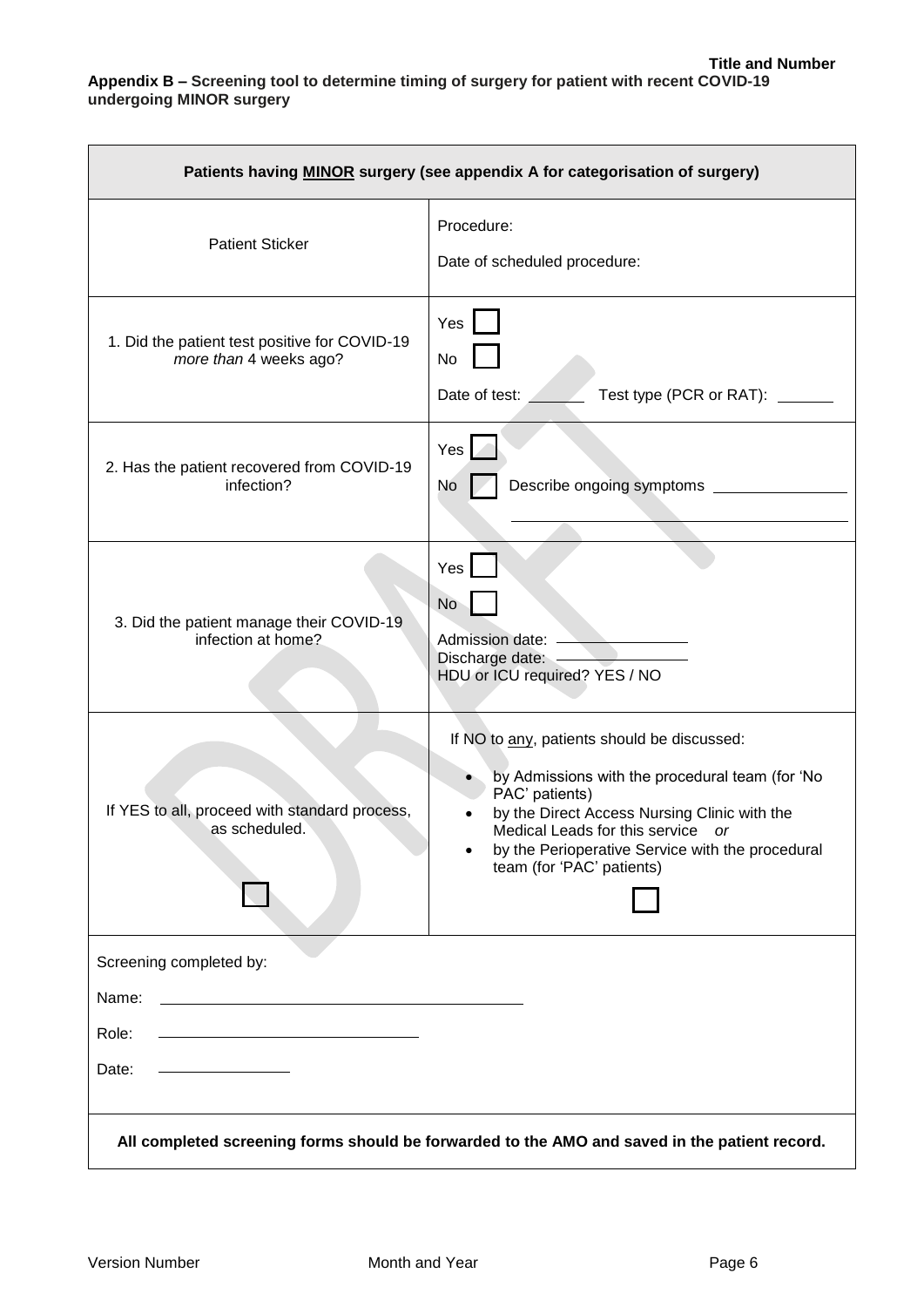**Appendix B – Screening tool to determine timing of surgery for patient with recent COVID-19 undergoing MINOR surgery**

| Patients having MINOR surgery (see appendix A for categorisation of surgery) | |
|---|---|
| Patient Sticker | Procedure:<br><br>Date of scheduled procedure: |
| 1. Did the patient test positive for COVID-19 *more than* 4 weeks ago? | Yes ☐<br>No ☐<br>Date of test: ______ Test type (PCR or RAT): ______ |
| 2. Has the patient recovered from COVID-19 infection? | Yes ☐<br>No ☐ Describe ongoing symptoms ______________ |
| 3. Did the patient manage their COVID-19 infection at home? | Yes ☐<br>No ☐<br>Admission date: ______________<br>Discharge date: ______________<br>HDU or ICU required? YES / NO |
| If YES to all, proceed with standard process, as scheduled.<br><br>☐ | If NO to any, patients should be discussed:<br>• by Admissions with the procedural team (for 'No PAC' patients)<br>• by the Direct Access Nursing Clinic with the Medical Leads for this service *or*<br>• by the Perioperative Service with the procedural team (for 'PAC' patients)<br><br>☐ |
| Screening completed by:<br><br>Name: ______________________<br><br>Role: ______________________<br><br>Date: ______________ | |
| **All completed screening forms should be forwarded to the AMO and saved in the patient record.** | |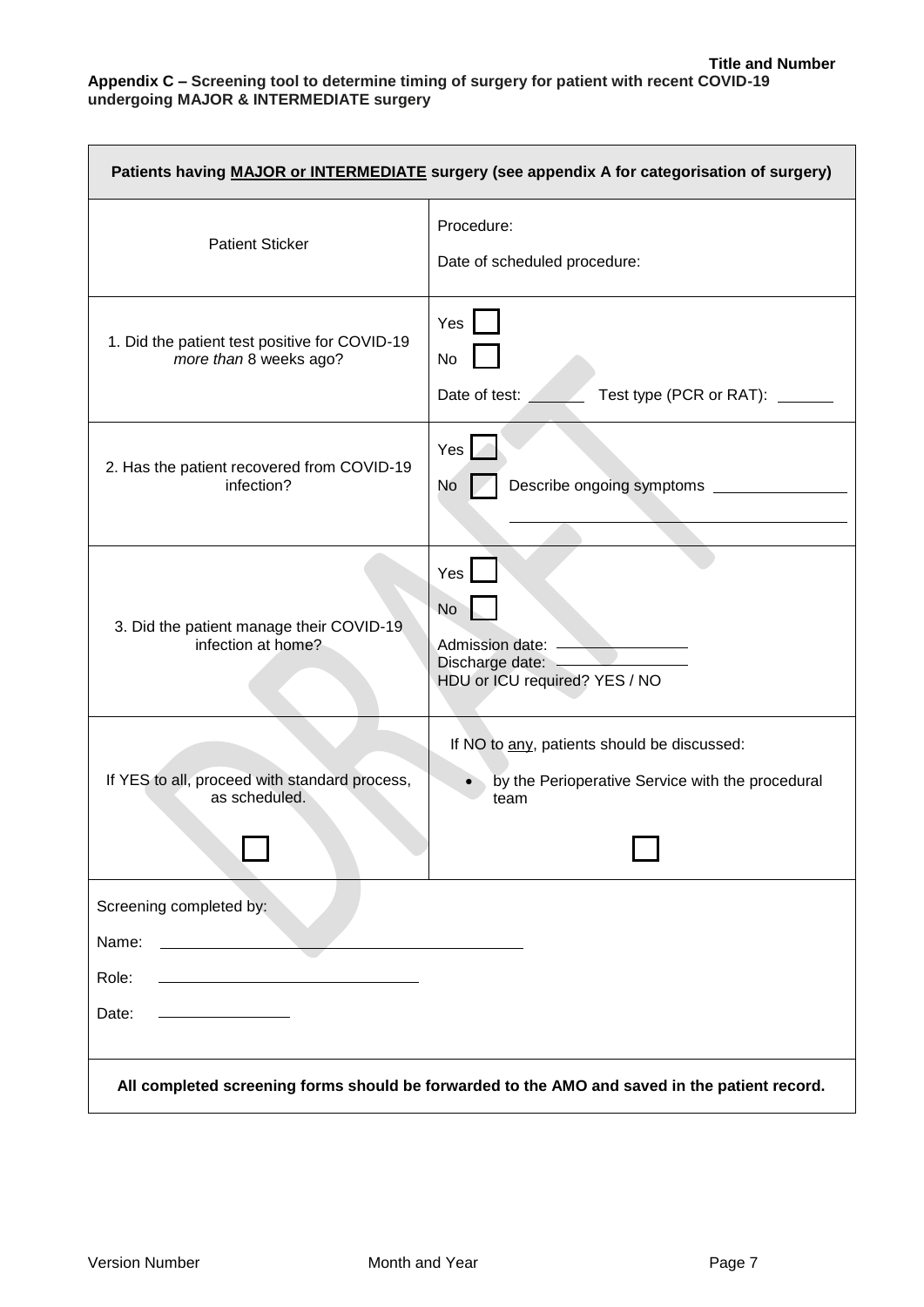**Appendix C – Screening tool to determine timing of surgery for patient with recent COVID-19 undergoing MAJOR & INTERMEDIATE surgery**

| Patients having **MAJOR or INTERMEDIATE** surgery (see appendix A for categorisation of surgery) | |
|---|---|
| Patient Sticker | Procedure:<br><br>Date of scheduled procedure: |
| 1. Did the patient test positive for COVID-19 *more than* 8 weeks ago? | Yes ☐<br>No ☐<br>Date of test: ______ Test type (PCR or RAT): ______ |
| 2. Has the patient recovered from COVID-19 infection? | Yes ☐<br>No ☐ Describe ongoing symptoms ______________ |
| 3. Did the patient manage their COVID-19 infection at home? | Yes ☐<br>No ☐<br>Admission date: ______________<br>Discharge date: ______________<br>HDU or ICU required? YES / NO |
| If YES to all, proceed with standard process, as scheduled.<br><br>☐ | If NO to any, patients should be discussed:<br>• by the Perioperative Service with the procedural team<br><br>☐ |
| Screening completed by:<br><br>Name: ______________________<br><br>Role: ______________________<br><br>Date: ______________ | |
| **All completed screening forms should be forwarded to the AMO and saved in the patient record.** | |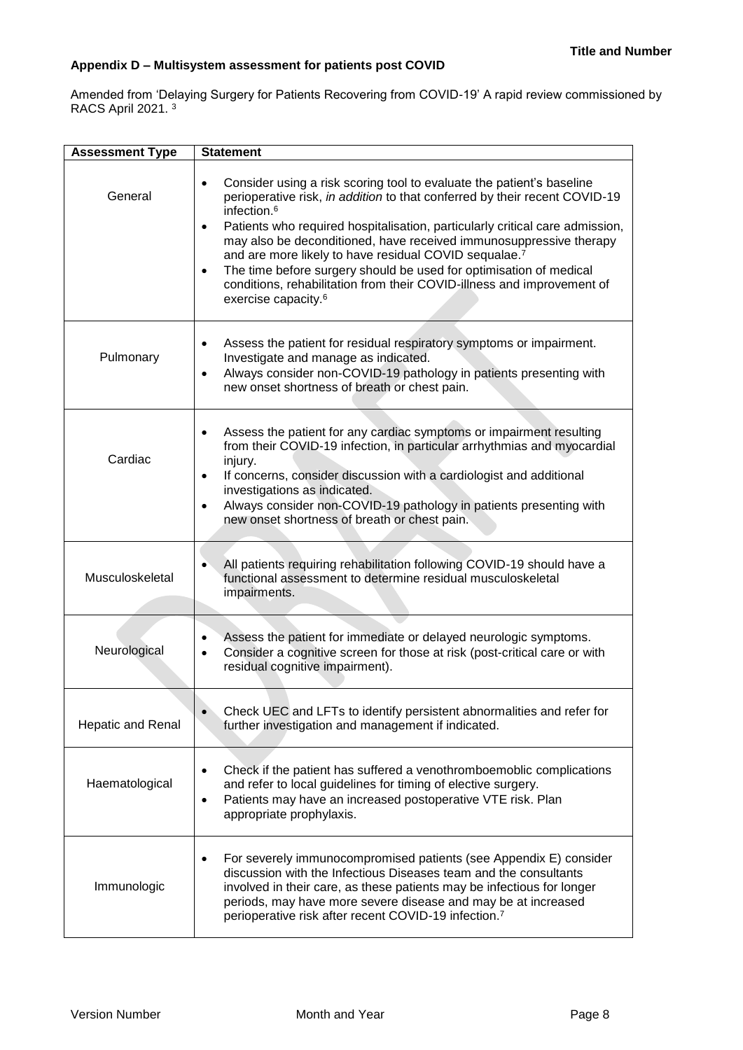## Appendix D – Multisystem assessment for patients post COVID

Amended from 'Delaying Surgery for Patients Recovering from COVID-19' A rapid review commissioned by RACS April 2021. [3]

| Assessment Type | Statement |
|---|---|
| General | • Consider using a risk scoring tool to evaluate the patient's baseline perioperative risk, *in addition* to that conferred by their recent COVID-19 infection.[6]<br>• Patients who required hospitalisation, particularly critical care admission, may also be deconditioned, have received immunosuppressive therapy and are more likely to have residual COVID sequalae.[7]<br>• The time before surgery should be used for optimisation of medical conditions, rehabilitation from their COVID-illness and improvement of exercise capacity.[6] |
| Pulmonary | • Assess the patient for residual respiratory symptoms or impairment. Investigate and manage as indicated.<br>• Always consider non-COVID-19 pathology in patients presenting with new onset shortness of breath or chest pain. |
| Cardiac | • Assess the patient for any cardiac symptoms or impairment resulting from their COVID-19 infection, in particular arrhythmias and myocardial injury.<br>• If concerns, consider discussion with a cardiologist and additional investigations as indicated.<br>• Always consider non-COVID-19 pathology in patients presenting with new onset shortness of breath or chest pain. |
| Musculoskeletal | • All patients requiring rehabilitation following COVID-19 should have a functional assessment to determine residual musculoskeletal impairments. |
| Neurological | • Assess the patient for immediate or delayed neurologic symptoms.<br>• Consider a cognitive screen for those at risk (post-critical care or with residual cognitive impairment). |
| Hepatic and Renal | • Check UEC and LFTs to identify persistent abnormalities and refer for further investigation and management if indicated. |
| Haematological | • Check if the patient has suffered a venothromboemoblic complications and refer to local guidelines for timing of elective surgery.<br>• Patients may have an increased postoperative VTE risk. Plan appropriate prophylaxis. |
| Immunologic | • For severely immunocompromised patients (see Appendix E) consider discussion with the Infectious Diseases team and the consultants involved in their care, as these patients may be infectious for longer periods, may have more severe disease and may be at increased perioperative risk after recent COVID-19 infection.[7] |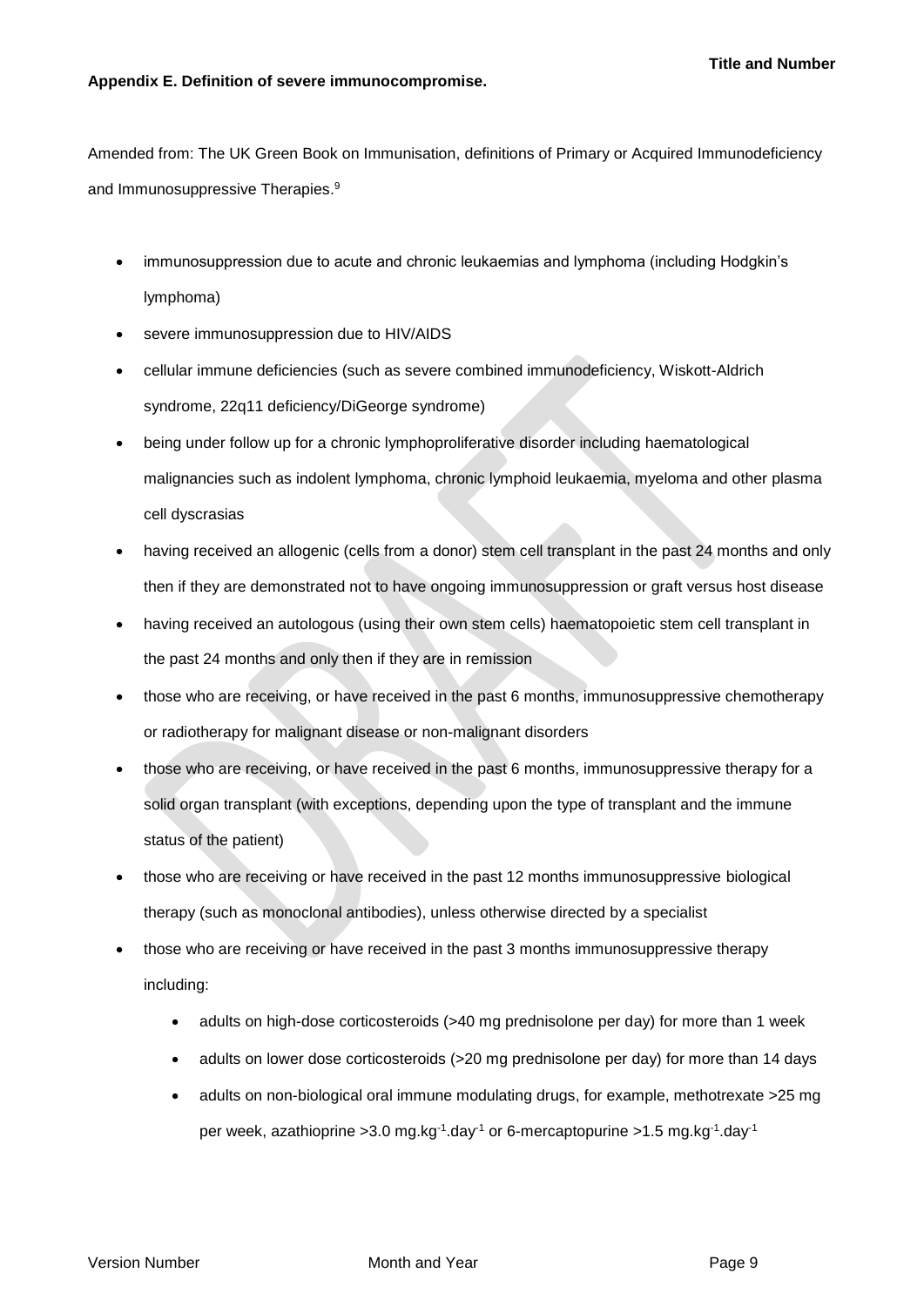**Appendix E. Definition of severe immunocompromise.**

Amended from: The UK Green Book on Immunisation, definitions of Primary or Acquired Immunodeficiency and Immunosuppressive Therapies.[9]

- immunosuppression due to acute and chronic leukaemias and lymphoma (including Hodgkin's lymphoma)
- severe immunosuppression due to HIV/AIDS
- cellular immune deficiencies (such as severe combined immunodeficiency, Wiskott-Aldrich syndrome, 22q11 deficiency/DiGeorge syndrome)
- being under follow up for a chronic lymphoproliferative disorder including haematological malignancies such as indolent lymphoma, chronic lymphoid leukaemia, myeloma and other plasma cell dyscrasias
- having received an allogenic (cells from a donor) stem cell transplant in the past 24 months and only then if they are demonstrated not to have ongoing immunosuppression or graft versus host disease
- having received an autologous (using their own stem cells) haematopoietic stem cell transplant in the past 24 months and only then if they are in remission
- those who are receiving, or have received in the past 6 months, immunosuppressive chemotherapy or radiotherapy for malignant disease or non-malignant disorders
- those who are receiving, or have received in the past 6 months, immunosuppressive therapy for a solid organ transplant (with exceptions, depending upon the type of transplant and the immune status of the patient)
- those who are receiving or have received in the past 12 months immunosuppressive biological therapy (such as monoclonal antibodies), unless otherwise directed by a specialist
- those who are receiving or have received in the past 3 months immunosuppressive therapy including:
  - adults on high-dose corticosteroids (>40 mg prednisolone per day) for more than 1 week
  - adults on lower dose corticosteroids (>20 mg prednisolone per day) for more than 14 days
  - adults on non-biological oral immune modulating drugs, for example, methotrexate >25 mg per week, azathioprine >3.0 $mg.kg^{-1}.day^{-1}$ or 6-mercaptopurine >1.5 $mg.kg^{-1}.day^{-1}$